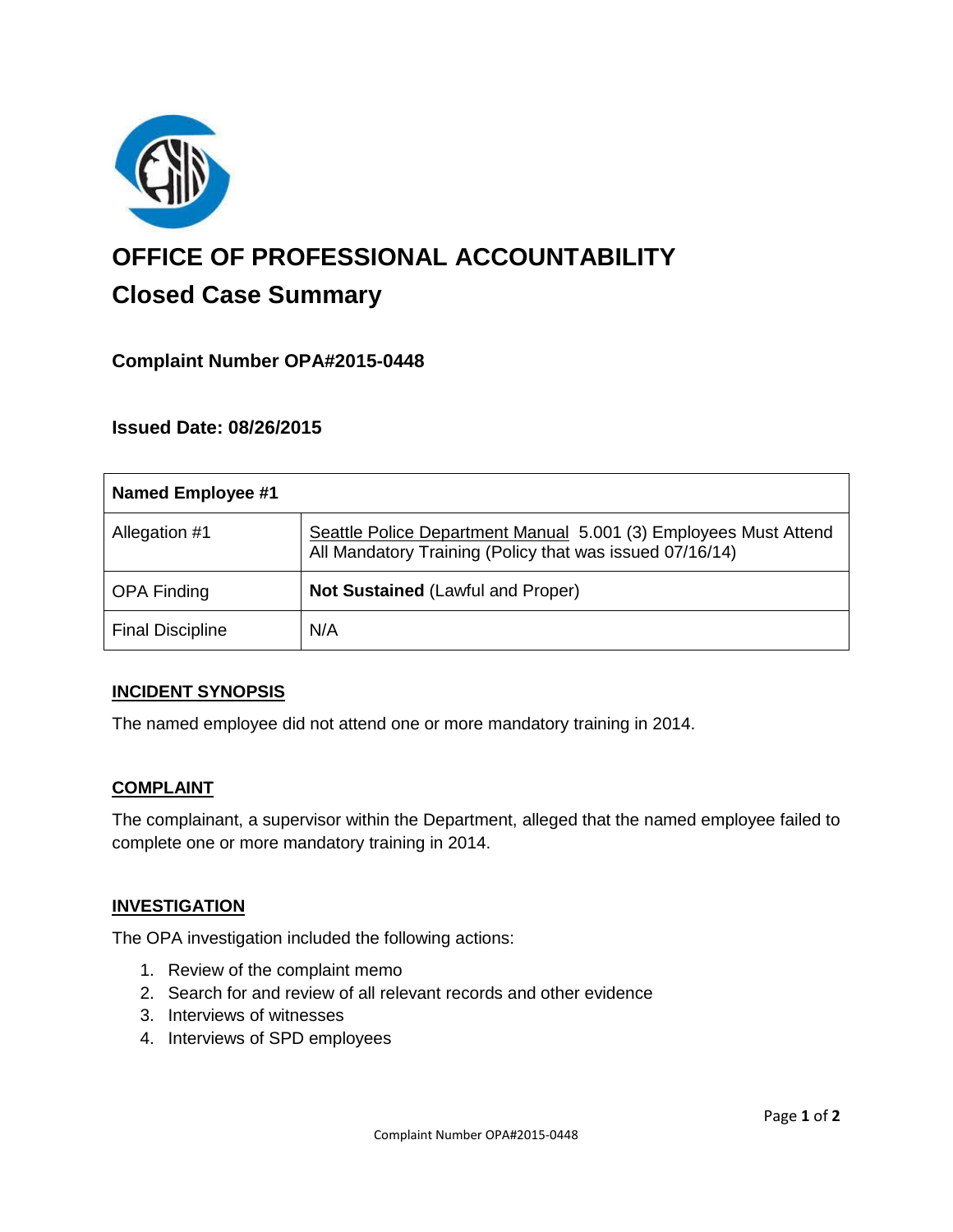# OFFICE OF PROFESSIONAL ACCOUNTABILITY

## Closed Case Summary

### Complaint Number OPA#2015-0448

### Issued Date: 08/26/2015

| Named Employee #1 | |
|---|---|
| Allegation #1 | Seattle Police Department Manual 5.001 (3) Employees Must Attend All Mandatory Training (Policy that was issued 07/16/14) |
| OPA Finding | **Not Sustained** (Lawful and Proper) |
| Final Discipline | N/A |

## INCIDENT SYNOPSIS

The named employee did not attend one or more mandatory training in 2014.

## COMPLAINT

The complainant, a supervisor within the Department, alleged that the named employee failed to complete one or more mandatory training in 2014.

## INVESTIGATION

The OPA investigation included the following actions:

1. Review of the complaint memo
2. Search for and review of all relevant records and other evidence
3. Interviews of witnesses
4. Interviews of SPD employees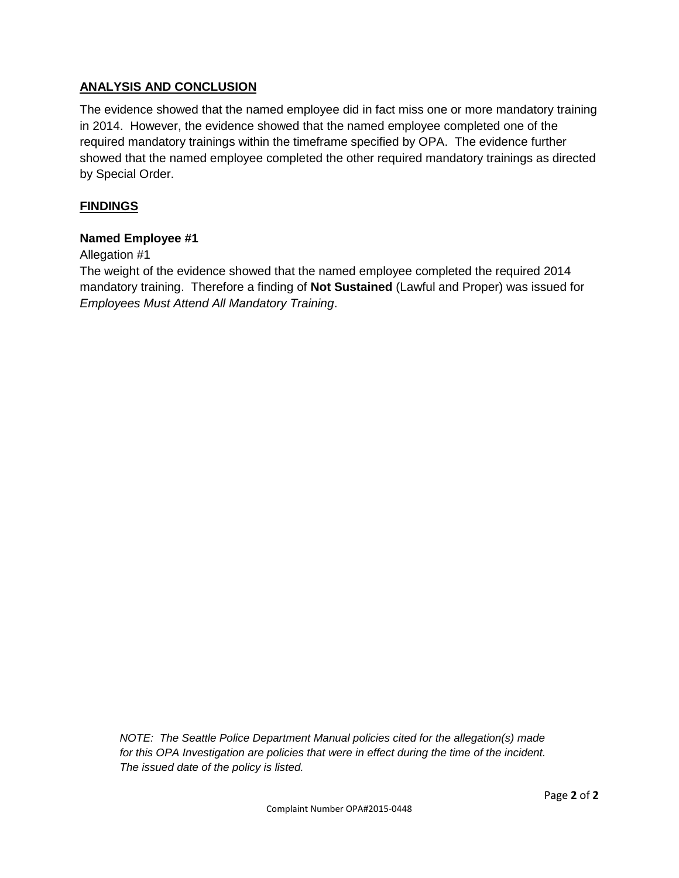## ANALYSIS AND CONCLUSION

The evidence showed that the named employee did in fact miss one or more mandatory training in 2014. However, the evidence showed that the named employee completed one of the required mandatory trainings within the timeframe specified by OPA. The evidence further showed that the named employee completed the other required mandatory trainings as directed by Special Order.

## FINDINGS

**Named Employee #1**

Allegation #1

The weight of the evidence showed that the named employee completed the required 2014 mandatory training. Therefore a finding of **Not Sustained** (Lawful and Proper) was issued for *Employees Must Attend All Mandatory Training*.

*NOTE: The Seattle Police Department Manual policies cited for the allegation(s) made for this OPA Investigation are policies that were in effect during the time of the incident. The issued date of the policy is listed.*

Complaint Number OPA#2015-0448